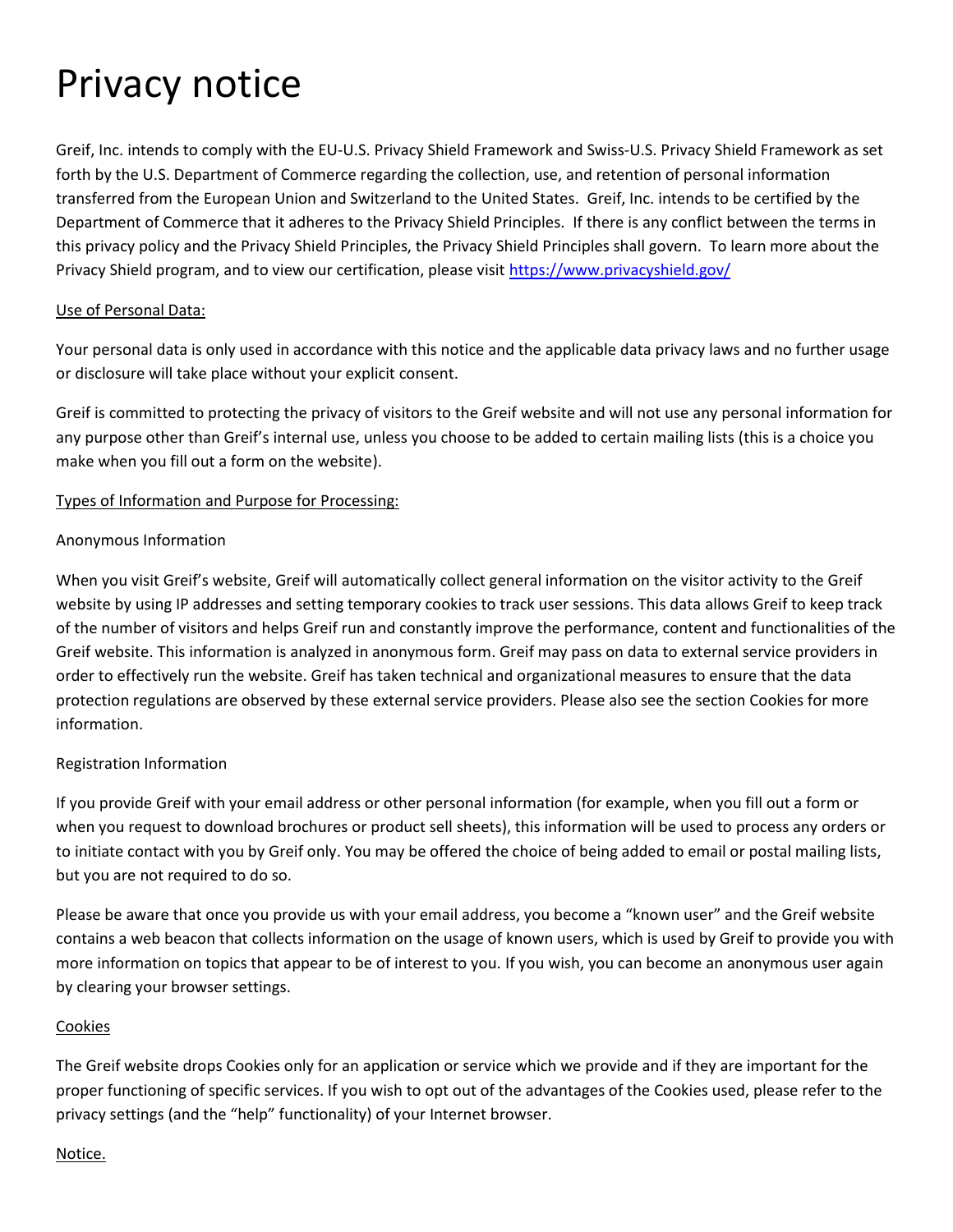# Privacy notice

Greif, Inc. intends to comply with the EU-U.S. Privacy Shield Framework and Swiss-U.S. Privacy Shield Framework as set forth by the U.S. Department of Commerce regarding the collection, use, and retention of personal information transferred from the European Union and Switzerland to the United States. Greif, Inc. intends to be certified by the Department of Commerce that it adheres to the Privacy Shield Principles. If there is any conflict between the terms in this privacy policy and the Privacy Shield Principles, the Privacy Shield Principles shall govern. To learn more about the Privacy Shield program, and to view our certification, please visit [https://www.privacyshield.gov/](https://www.privacyshield.gov/)

Use of Personal Data:

Your personal data is only used in accordance with this notice and the applicable data privacy laws and no further usage or disclosure will take place without your explicit consent.

Greif is committed to protecting the privacy of visitors to the Greif website and will not use any personal information for any purpose other than Greif's internal use, unless you choose to be added to certain mailing lists (this is a choice you make when you fill out a form on the website).

Types of Information and Purpose for Processing:

Anonymous Information

When you visit Greif's website, Greif will automatically collect general information on the visitor activity to the Greif website by using IP addresses and setting temporary cookies to track user sessions. This data allows Greif to keep track of the number of visitors and helps Greif run and constantly improve the performance, content and functionalities of the Greif website. This information is analyzed in anonymous form. Greif may pass on data to external service providers in order to effectively run the website. Greif has taken technical and organizational measures to ensure that the data protection regulations are observed by these external service providers. Please also see the section Cookies for more information.

Registration Information

If you provide Greif with your email address or other personal information (for example, when you fill out a form or when you request to download brochures or product sell sheets), this information will be used to process any orders or to initiate contact with you by Greif only. You may be offered the choice of being added to email or postal mailing lists, but you are not required to do so.

Please be aware that once you provide us with your email address, you become a "known user" and the Greif website contains a web beacon that collects information on the usage of known users, which is used by Greif to provide you with more information on topics that appear to be of interest to you. If you wish, you can become an anonymous user again by clearing your browser settings.

Cookies

The Greif website drops Cookies only for an application or service which we provide and if they are important for the proper functioning of specific services. If you wish to opt out of the advantages of the Cookies used, please refer to the privacy settings (and the "help" functionality) of your Internet browser.

Notice.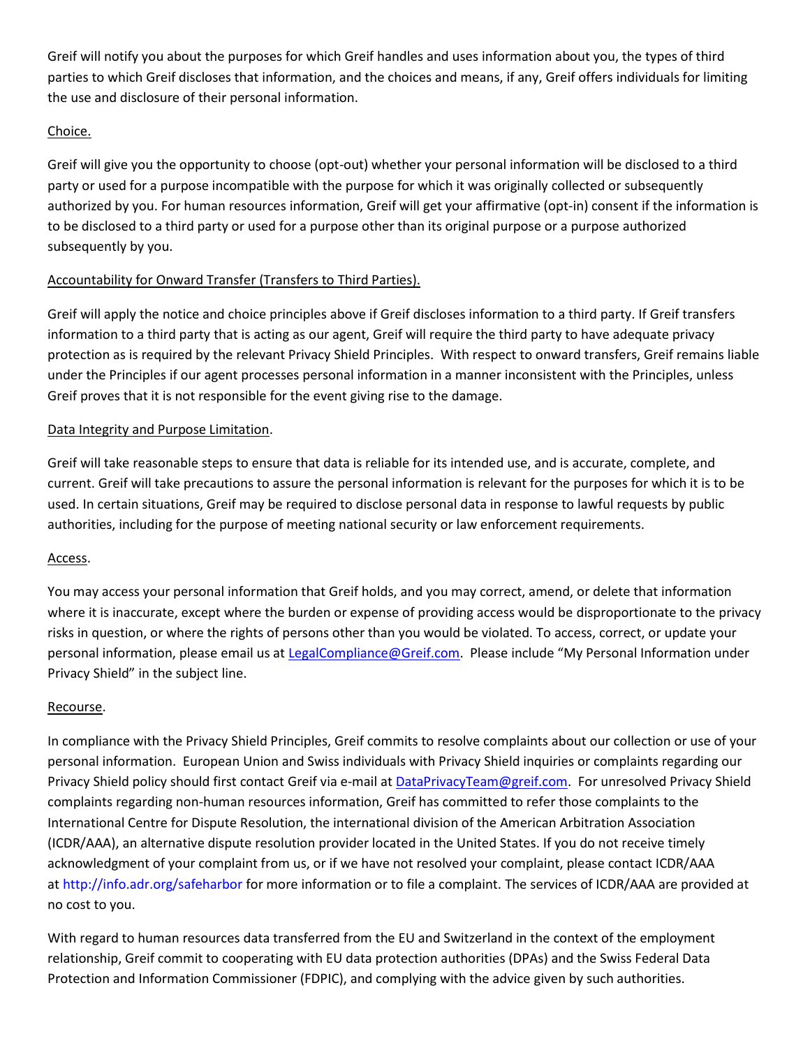Greif will notify you about the purposes for which Greif handles and uses information about you, the types of third parties to which Greif discloses that information, and the choices and means, if any, Greif offers individuals for limiting the use and disclosure of their personal information.

Choice.

Greif will give you the opportunity to choose (opt-out) whether your personal information will be disclosed to a third party or used for a purpose incompatible with the purpose for which it was originally collected or subsequently authorized by you. For human resources information, Greif will get your affirmative (opt-in) consent if the information is to be disclosed to a third party or used for a purpose other than its original purpose or a purpose authorized subsequently by you.

Accountability for Onward Transfer (Transfers to Third Parties).

Greif will apply the notice and choice principles above if Greif discloses information to a third party. If Greif transfers information to a third party that is acting as our agent, Greif will require the third party to have adequate privacy protection as is required by the relevant Privacy Shield Principles. With respect to onward transfers, Greif remains liable under the Principles if our agent processes personal information in a manner inconsistent with the Principles, unless Greif proves that it is not responsible for the event giving rise to the damage.

Data Integrity and Purpose Limitation.

Greif will take reasonable steps to ensure that data is reliable for its intended use, and is accurate, complete, and current. Greif will take precautions to assure the personal information is relevant for the purposes for which it is to be used. In certain situations, Greif may be required to disclose personal data in response to lawful requests by public authorities, including for the purpose of meeting national security or law enforcement requirements.

Access.

You may access your personal information that Greif holds, and you may correct, amend, or delete that information where it is inaccurate, except where the burden or expense of providing access would be disproportionate to the privacy risks in question, or where the rights of persons other than you would be violated. To access, correct, or update your personal information, please email us at LegalCompliance@Greif.com. Please include "My Personal Information under Privacy Shield" in the subject line.

Recourse.

In compliance with the Privacy Shield Principles, Greif commits to resolve complaints about our collection or use of your personal information. European Union and Swiss individuals with Privacy Shield inquiries or complaints regarding our Privacy Shield policy should first contact Greif via e-mail at DataPrivacyTeam@greif.com. For unresolved Privacy Shield complaints regarding non-human resources information, Greif has committed to refer those complaints to the International Centre for Dispute Resolution, the international division of the American Arbitration Association (ICDR/AAA), an alternative dispute resolution provider located in the United States. If you do not receive timely acknowledgment of your complaint from us, or if we have not resolved your complaint, please contact ICDR/AAA at http://info.adr.org/safeharbor for more information or to file a complaint. The services of ICDR/AAA are provided at no cost to you.

With regard to human resources data transferred from the EU and Switzerland in the context of the employment relationship, Greif commit to cooperating with EU data protection authorities (DPAs) and the Swiss Federal Data Protection and Information Commissioner (FDPIC), and complying with the advice given by such authorities.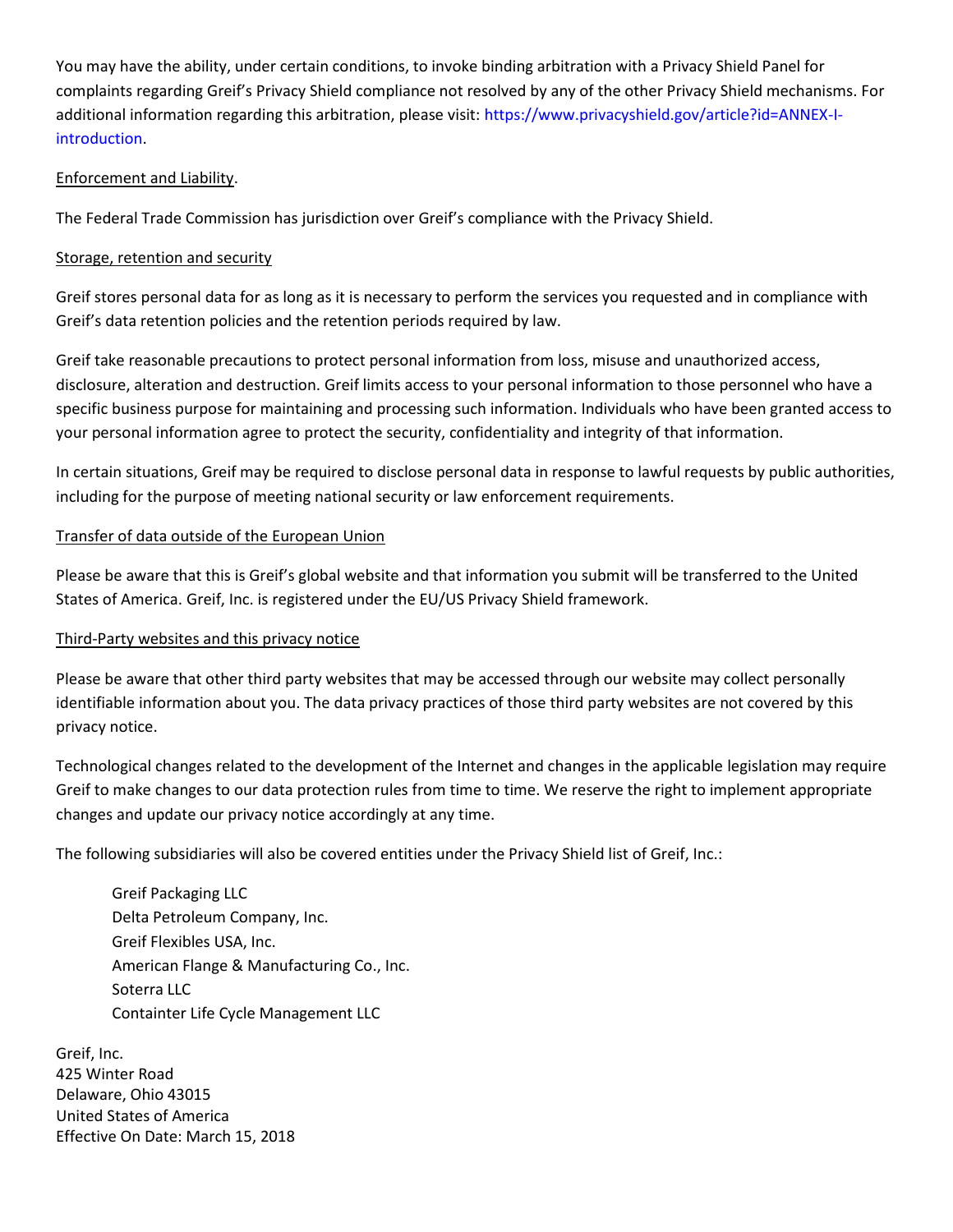You may have the ability, under certain conditions, to invoke binding arbitration with a Privacy Shield Panel for complaints regarding Greif's Privacy Shield compliance not resolved by any of the other Privacy Shield mechanisms. For additional information regarding this arbitration, please visit: https://www.privacyshield.gov/article?id=ANNEX-I-introduction.

Enforcement and Liability.

The Federal Trade Commission has jurisdiction over Greif's compliance with the Privacy Shield.

Storage, retention and security

Greif stores personal data for as long as it is necessary to perform the services you requested and in compliance with Greif's data retention policies and the retention periods required by law.

Greif take reasonable precautions to protect personal information from loss, misuse and unauthorized access, disclosure, alteration and destruction. Greif limits access to your personal information to those personnel who have a specific business purpose for maintaining and processing such information. Individuals who have been granted access to your personal information agree to protect the security, confidentiality and integrity of that information.

In certain situations, Greif may be required to disclose personal data in response to lawful requests by public authorities, including for the purpose of meeting national security or law enforcement requirements.

Transfer of data outside of the European Union

Please be aware that this is Greif's global website and that information you submit will be transferred to the United States of America. Greif, Inc. is registered under the EU/US Privacy Shield framework.

Third-Party websites and this privacy notice

Please be aware that other third party websites that may be accessed through our website may collect personally identifiable information about you. The data privacy practices of those third party websites are not covered by this privacy notice.

Technological changes related to the development of the Internet and changes in the applicable legislation may require Greif to make changes to our data protection rules from time to time. We reserve the right to implement appropriate changes and update our privacy notice accordingly at any time.

The following subsidiaries will also be covered entities under the Privacy Shield list of Greif, Inc.:

Greif Packaging LLC
Delta Petroleum Company, Inc.
Greif Flexibles USA, Inc.
American Flange & Manufacturing Co., Inc.
Soterra LLC
Containter Life Cycle Management LLC

Greif, Inc.
425 Winter Road
Delaware, Ohio 43015
United States of America
Effective On Date: March 15, 2018